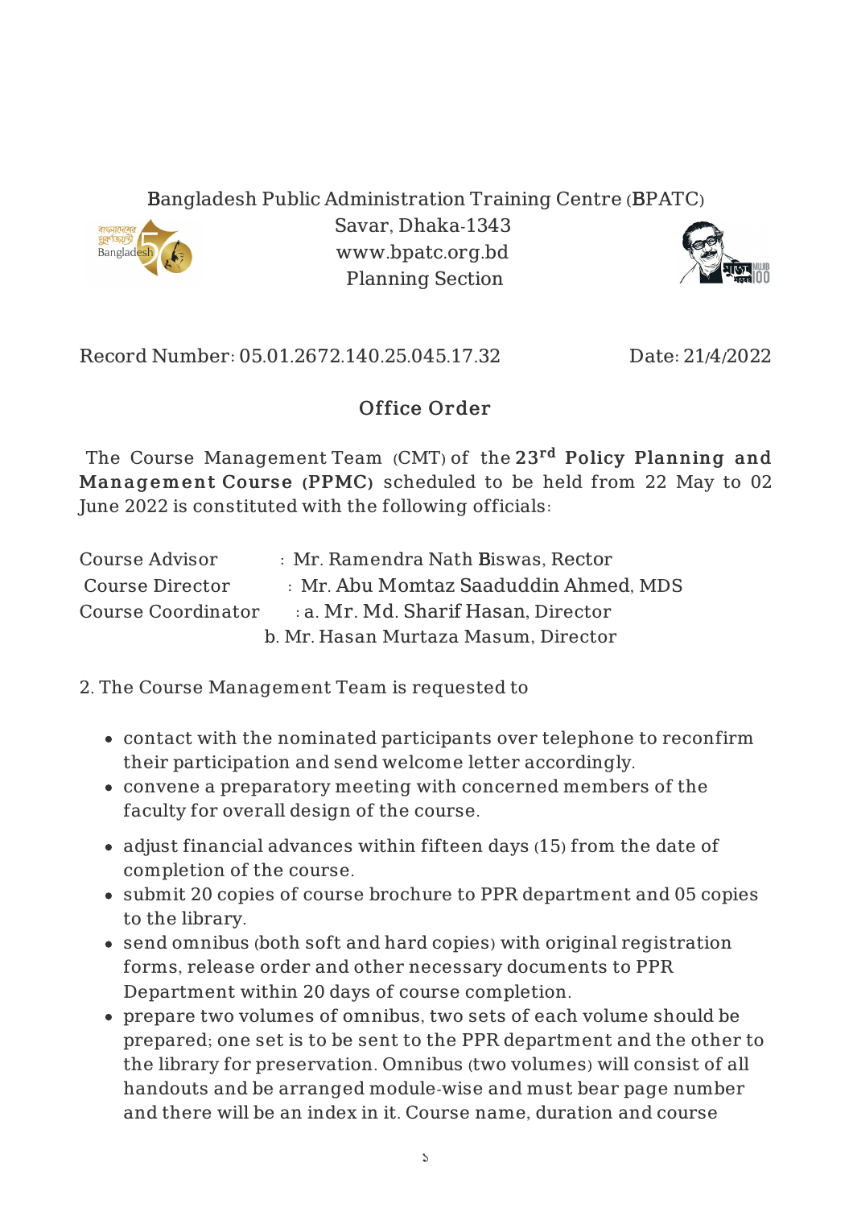Bangladesh Public Administration Training Centre (BPATC)
Savar, Dhaka-1343
www.bpatc.org.bd
Planning Section

Record Number: 05.01.2672.140.25.045.17.32 Date: 21/4/2022

## Office Order

The Course Management Team (CMT) of the **23rd Policy Planning and Management Course (PPMC)** scheduled to be held from 22 May to 02 June 2022 is constituted with the following officials:

| | | |
|---|---|---|
| Course Advisor | : | Mr. Ramendra Nath Biswas, Rector |
| Course Director | : | Mr. Abu Momtaz Saaduddin Ahmed, MDS |
| Course Coordinator | : | a. Mr. Md. Sharif Hasan, Director |
| | | b. Mr. Hasan Murtaza Masum, Director |

2. The Course Management Team is requested to

- contact with the nominated participants over telephone to reconfirm their participation and send welcome letter accordingly.
- convene a preparatory meeting with concerned members of the faculty for overall design of the course.
- adjust financial advances within fifteen days (15) from the date of completion of the course.
- submit 20 copies of course brochure to PPR department and 05 copies to the library.
- send omnibus (both soft and hard copies) with original registration forms, release order and other necessary documents to PPR Department within 20 days of course completion.
- prepare two volumes of omnibus, two sets of each volume should be prepared; one set is to be sent to the PPR department and the other to the library for preservation. Omnibus (two volumes) will consist of all handouts and be arranged module-wise and must bear page number and there will be an index in it. Course name, duration and course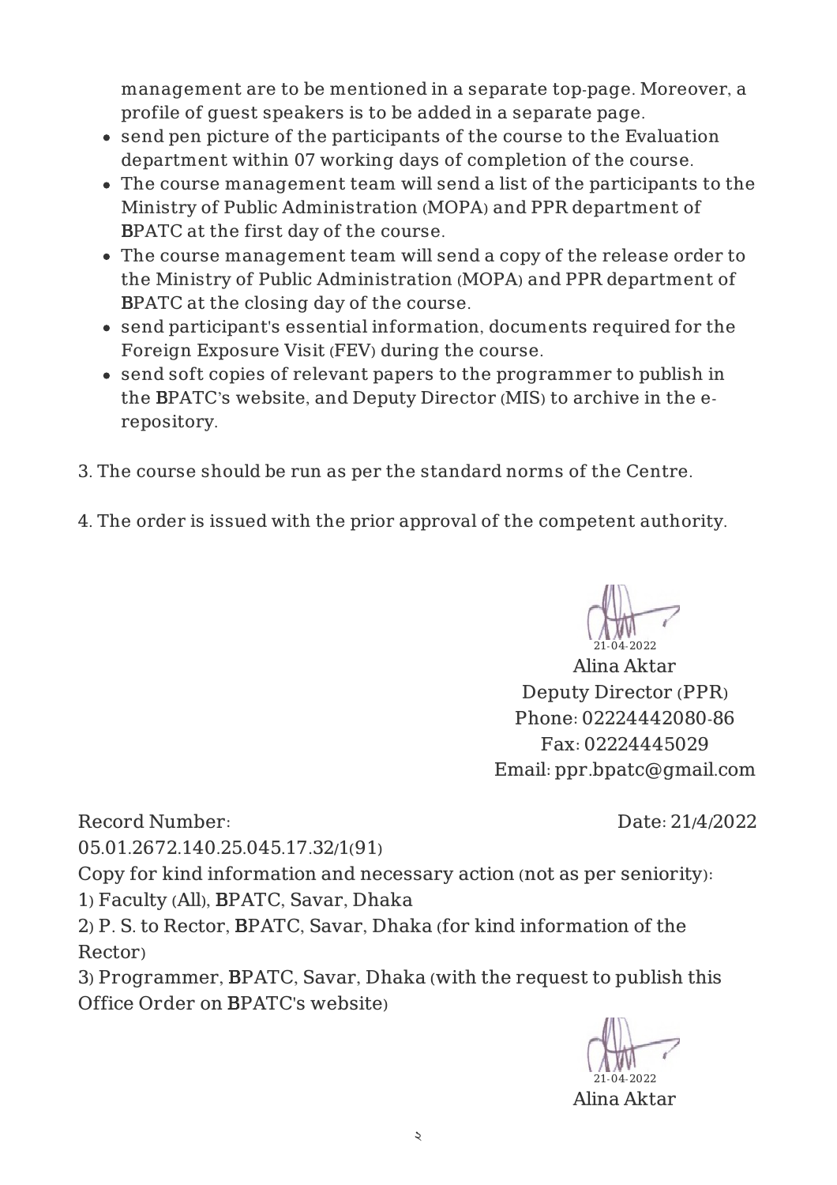management are to be mentioned in a separate top-page. Moreover, a profile of guest speakers is to be added in a separate page.

- send pen picture of the participants of the course to the Evaluation department within 07 working days of completion of the course.
- The course management team will send a list of the participants to the Ministry of Public Administration (MOPA) and PPR department of BPATC at the first day of the course.
- The course management team will send a copy of the release order to the Ministry of Public Administration (MOPA) and PPR department of BPATC at the closing day of the course.
- send participant's essential information, documents required for the Foreign Exposure Visit (FEV) during the course.
- send soft copies of relevant papers to the programmer to publish in the BPATC's website, and Deputy Director (MIS) to archive in the e-repository.

3. The course should be run as per the standard norms of the Centre.

4. The order is issued with the prior approval of the competent authority.

21-04-2022
Alina Aktar
Deputy Director (PPR)
Phone: 02224442080-86
Fax: 02224445029
Email: ppr.bpatc@gmail.com

Record Number: 05.01.2672.140.25.045.17.32/1(91)

Date: 21/4/2022

Copy for kind information and necessary action (not as per seniority):

1) Faculty (All), BPATC, Savar, Dhaka
2) P. S. to Rector, BPATC, Savar, Dhaka (for kind information of the Rector)
3) Programmer, BPATC, Savar, Dhaka (with the request to publish this Office Order on BPATC's website)

21-04-2022
Alina Aktar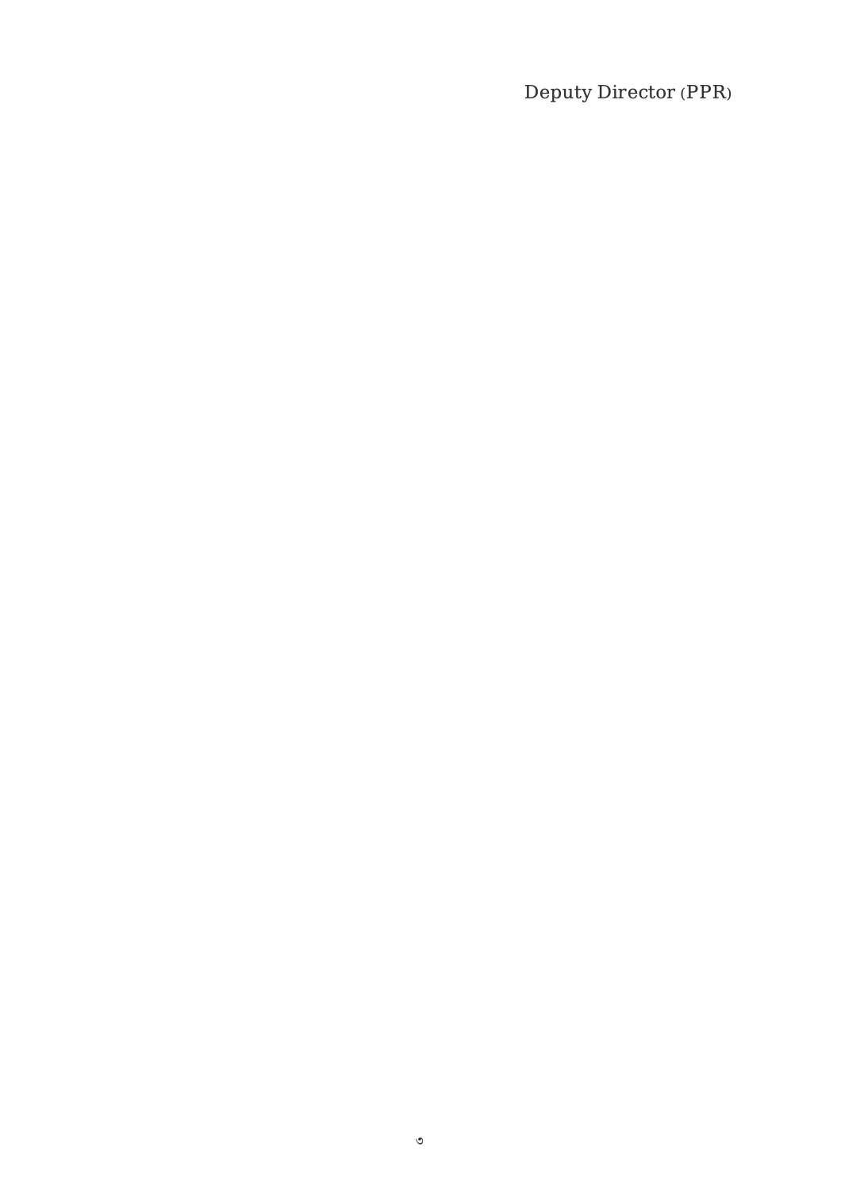Deputy Director (PPR)